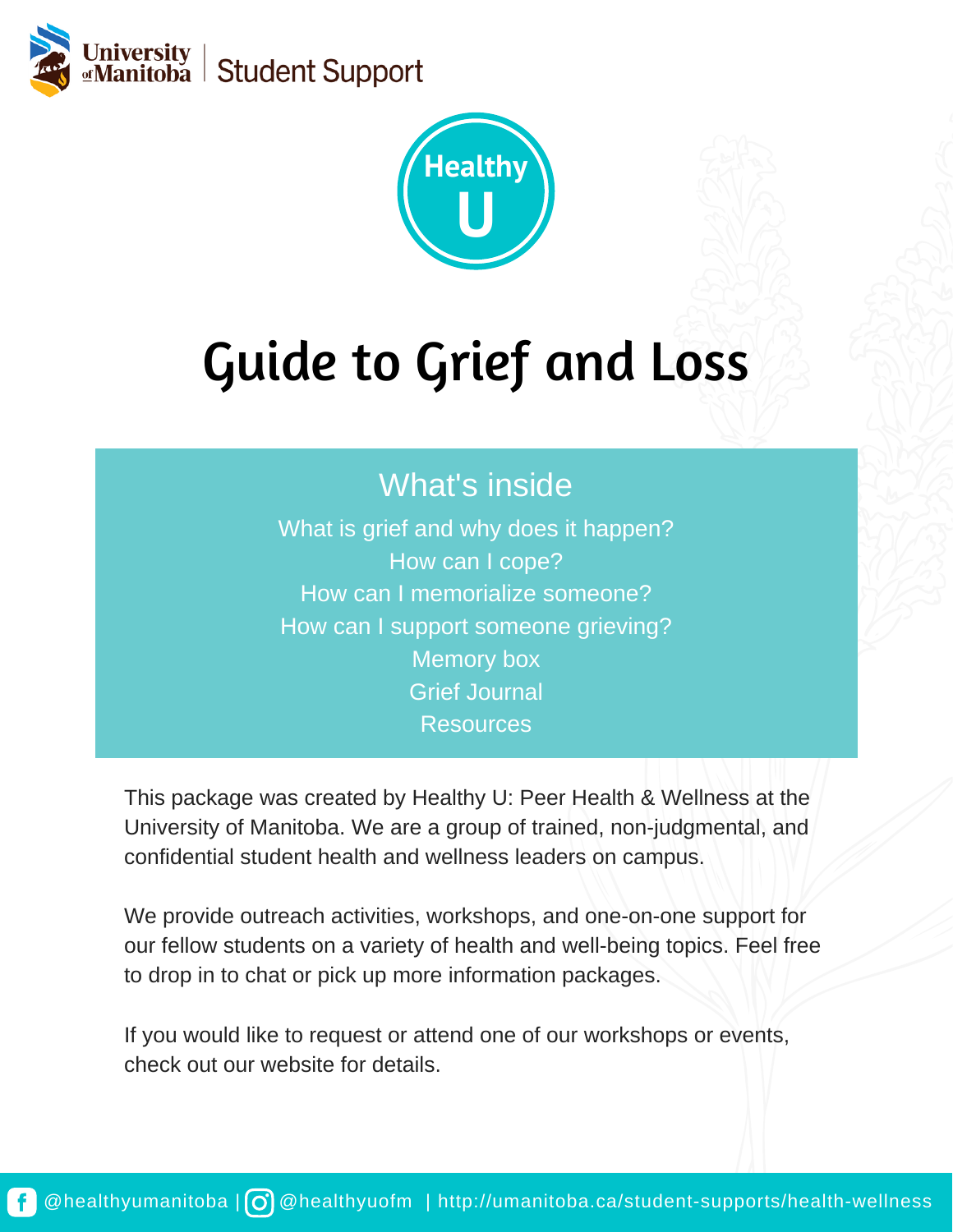University of Manitoba | Student Support

Healthy U

# Guide to Grief and Loss

## What's inside

What is grief and why does it happen?
How can I cope?
How can I memorialize someone?
How can I support someone grieving?
Memory box
Grief Journal
Resources

This package was created by Healthy U: Peer Health & Wellness at the University of Manitoba. We are a group of trained, non-judgmental, and confidential student health and wellness leaders on campus.

We provide outreach activities, workshops, and one-on-one support for our fellow students on a variety of health and well-being topics. Feel free to drop in to chat or pick up more information packages.

If you would like to request or attend one of our workshops or events, check out our website for details.

@healthyumanitoba | @healthyuofm | http://umanitoba.ca/student-supports/health-wellness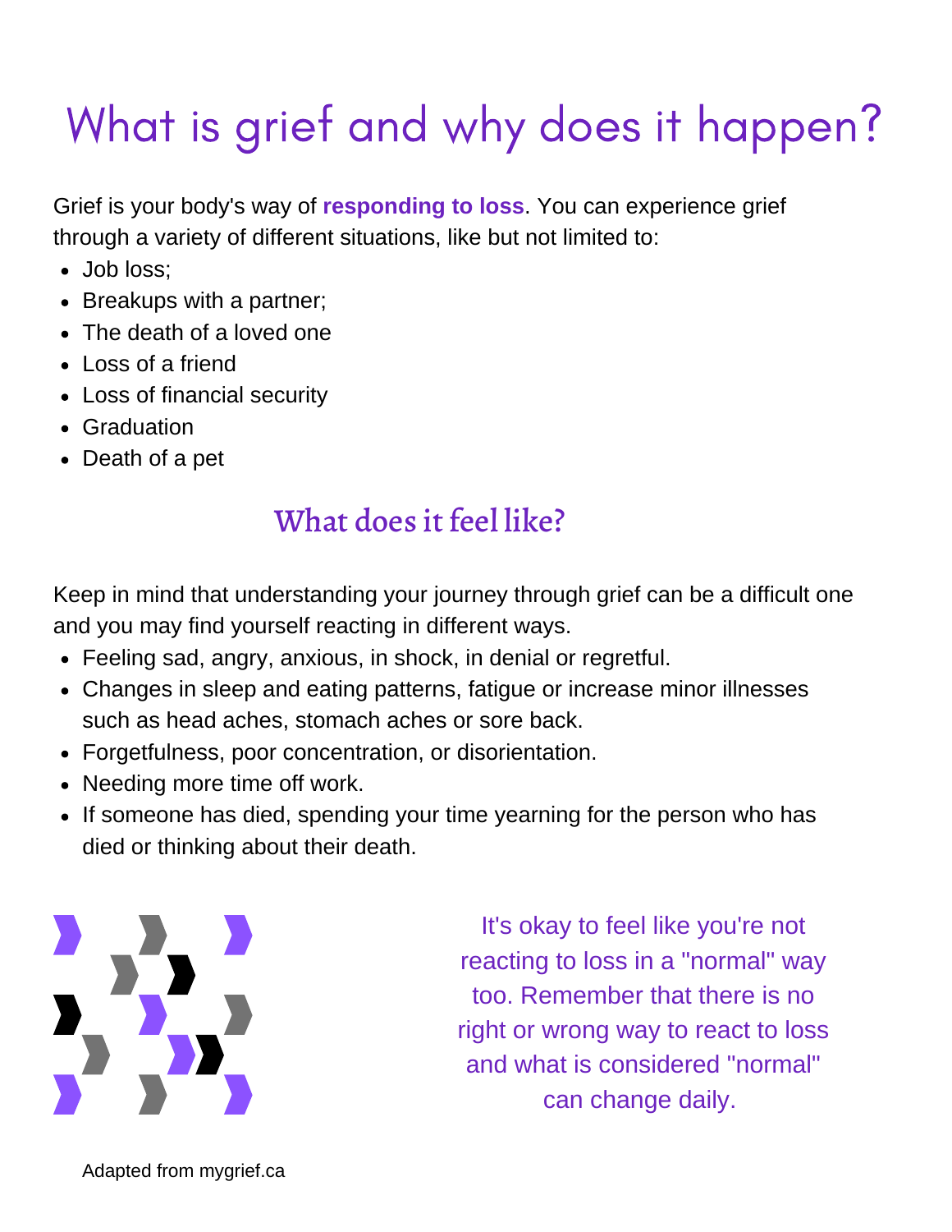# What is grief and why does it happen?

Grief is your body's way of **responding to loss**. You can experience grief through a variety of different situations, like but not limited to:

- Job loss;
- Breakups with a partner;
- The death of a loved one
- Loss of a friend
- Loss of financial security
- Graduation
- Death of a pet

## What does it feel like?

Keep in mind that understanding your journey through grief can be a difficult one and you may find yourself reacting in different ways.

- Feeling sad, angry, anxious, in shock, in denial or regretful.
- Changes in sleep and eating patterns, fatigue or increase minor illnesses such as head aches, stomach aches or sore back.
- Forgetfulness, poor concentration, or disorientation.
- Needing more time off work.
- If someone has died, spending your time yearning for the person who has died or thinking about their death.

It's okay to feel like you're not reacting to loss in a "normal" way too. Remember that there is no right or wrong way to react to loss and what is considered "normal" can change daily.

Adapted from mygrief.ca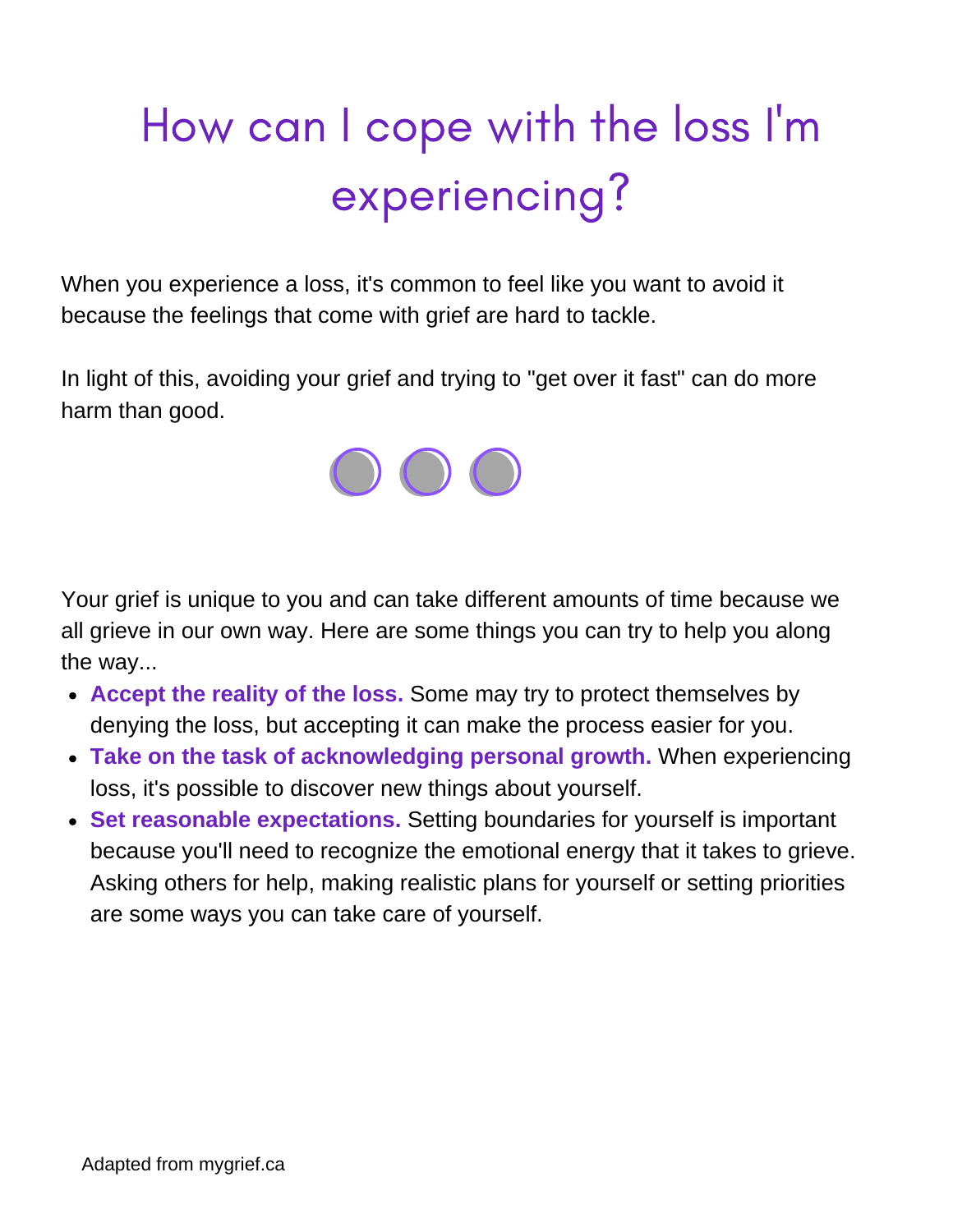# How can I cope with the loss I'm experiencing?

When you experience a loss, it's common to feel like you want to avoid it because the feelings that come with grief are hard to tackle.

In light of this, avoiding your grief and trying to "get over it fast" can do more harm than good.

Your grief is unique to you and can take different amounts of time because we all grieve in our own way. Here are some things you can try to help you along the way...

- **Accept the reality of the loss.** Some may try to protect themselves by denying the loss, but accepting it can make the process easier for you.
- **Take on the task of acknowledging personal growth.** When experiencing loss, it's possible to discover new things about yourself.
- **Set reasonable expectations.** Setting boundaries for yourself is important because you'll need to recognize the emotional energy that it takes to grieve. Asking others for help, making realistic plans for yourself or setting priorities are some ways you can take care of yourself.

Adapted from mygrief.ca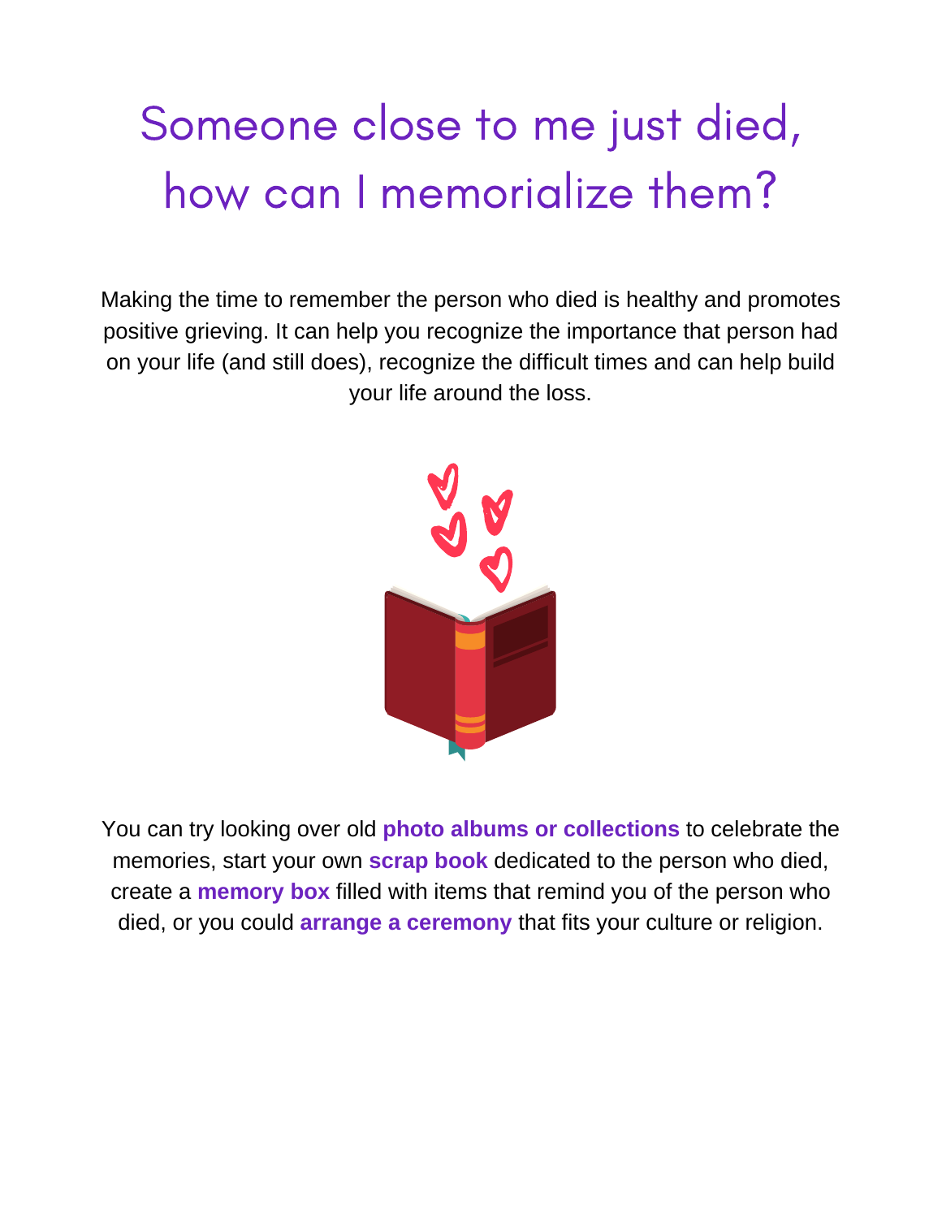# Someone close to me just died, how can I memorialize them?

Making the time to remember the person who died is healthy and promotes positive grieving. It can help you recognize the importance that person had on your life (and still does), recognize the difficult times and can help build your life around the loss.

You can try looking over old **photo albums or collections** to celebrate the memories, start your own **scrap book** dedicated to the person who died, create a **memory box** filled with items that remind you of the person who died, or you could **arrange a ceremony** that fits your culture or religion.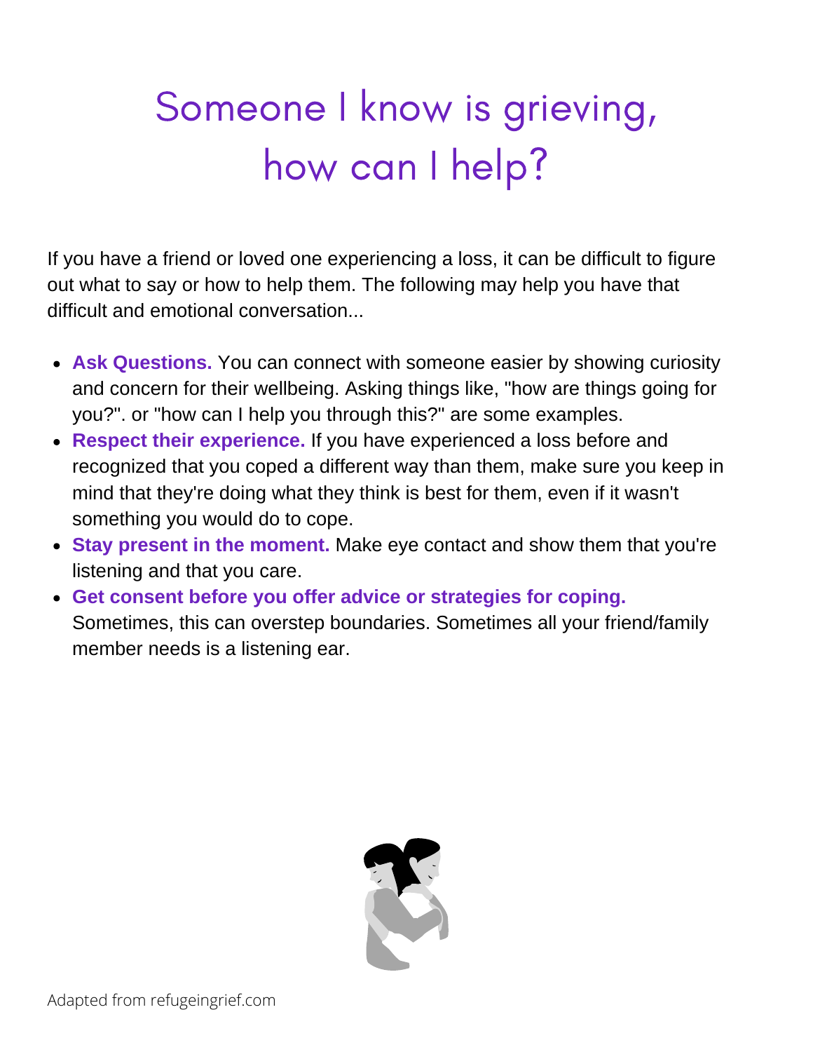# Someone I know is grieving, how can I help?

If you have a friend or loved one experiencing a loss, it can be difficult to figure out what to say or how to help them. The following may help you have that difficult and emotional conversation...

- **Ask Questions.** You can connect with someone easier by showing curiosity and concern for their wellbeing. Asking things like, "how are things going for you?". or "how can I help you through this?" are some examples.
- **Respect their experience.** If you have experienced a loss before and recognized that you coped a different way than them, make sure you keep in mind that they're doing what they think is best for them, even if it wasn't something you would do to cope.
- **Stay present in the moment.** Make eye contact and show them that you're listening and that you care.
- **Get consent before you offer advice or strategies for coping.** Sometimes, this can overstep boundaries. Sometimes all your friend/family member needs is a listening ear.

Adapted from refugeingrief.com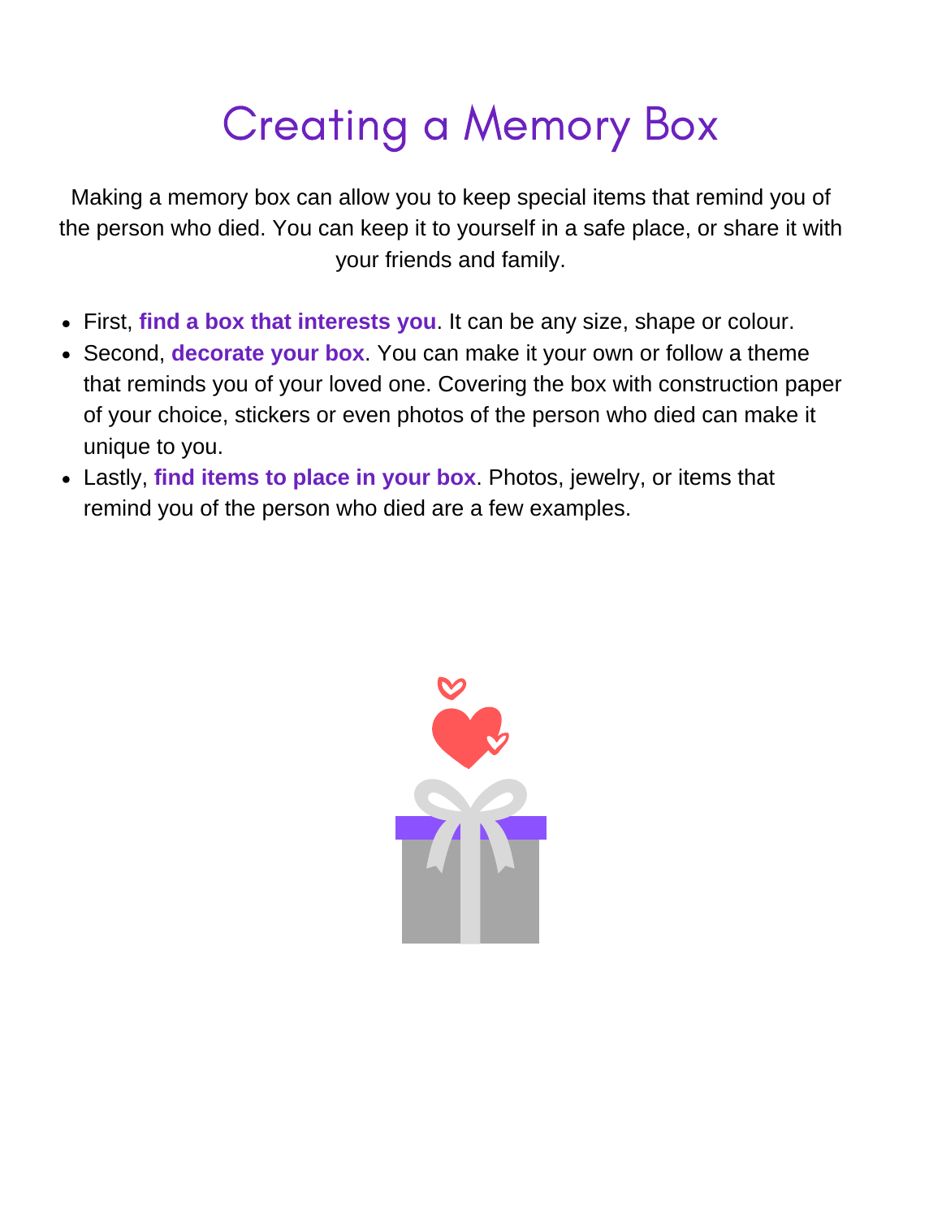# Creating a Memory Box

Making a memory box can allow you to keep special items that remind you of the person who died. You can keep it to yourself in a safe place, or share it with your friends and family.

- First, **find a box that interests you**. It can be any size, shape or colour.
- Second, **decorate your box**. You can make it your own or follow a theme that reminds you of your loved one. Covering the box with construction paper of your choice, stickers or even photos of the person who died can make it unique to you.
- Lastly, **find items to place in your box**. Photos, jewelry, or items that remind you of the person who died are a few examples.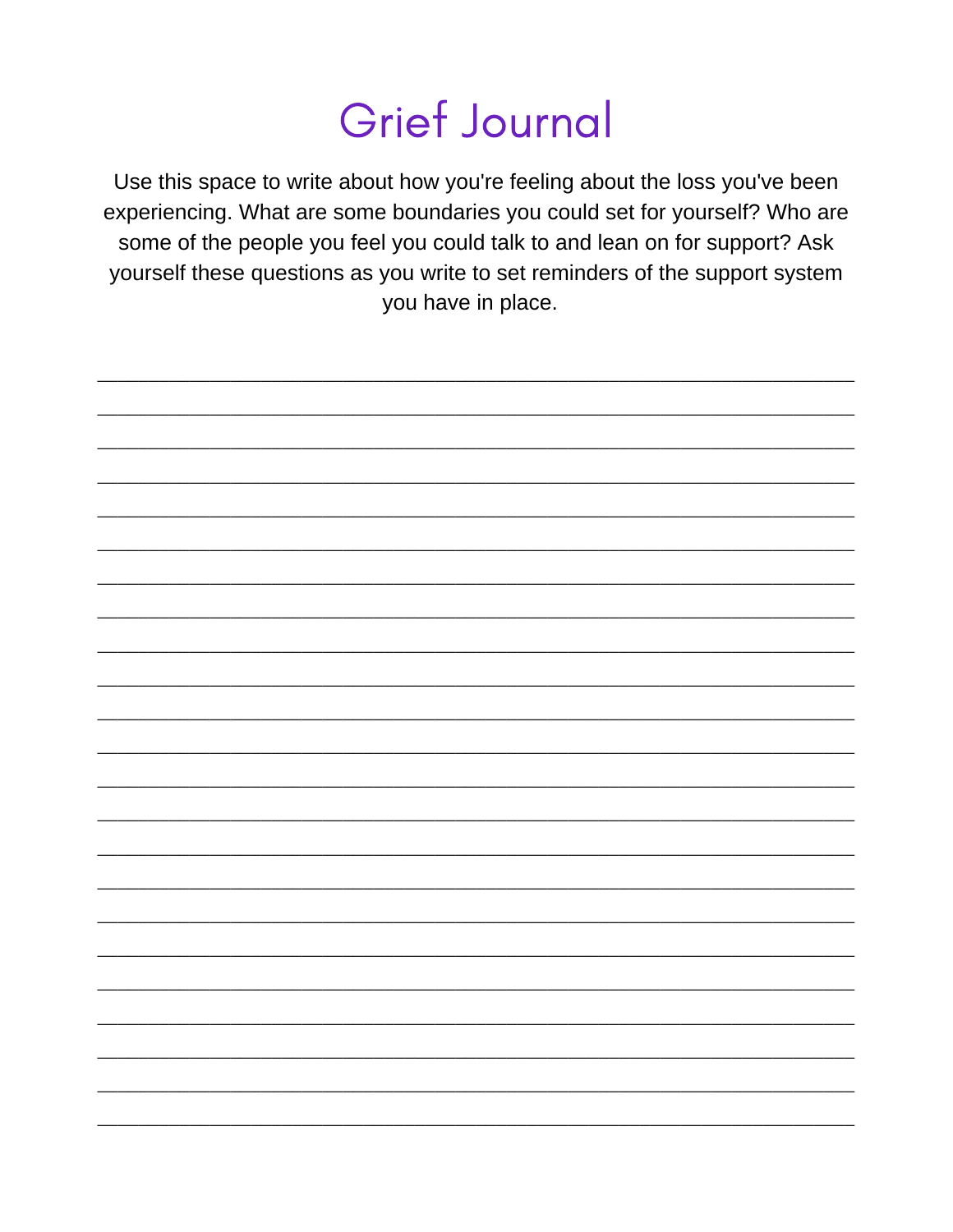# Grief Journal

Use this space to write about how you're feeling about the loss you've been experiencing. What are some boundaries you could set for yourself? Who are some of the people you feel you could talk to and lean on for support? Ask yourself these questions as you write to set reminders of the support system you have in place.

______________________________________________________________________________

______________________________________________________________________________

______________________________________________________________________________

______________________________________________________________________________

______________________________________________________________________________

______________________________________________________________________________

______________________________________________________________________________

______________________________________________________________________________

______________________________________________________________________________

______________________________________________________________________________

______________________________________________________________________________

______________________________________________________________________________

______________________________________________________________________________

______________________________________________________________________________

______________________________________________________________________________

______________________________________________________________________________

______________________________________________________________________________

______________________________________________________________________________

______________________________________________________________________________

______________________________________________________________________________

______________________________________________________________________________

______________________________________________________________________________

______________________________________________________________________________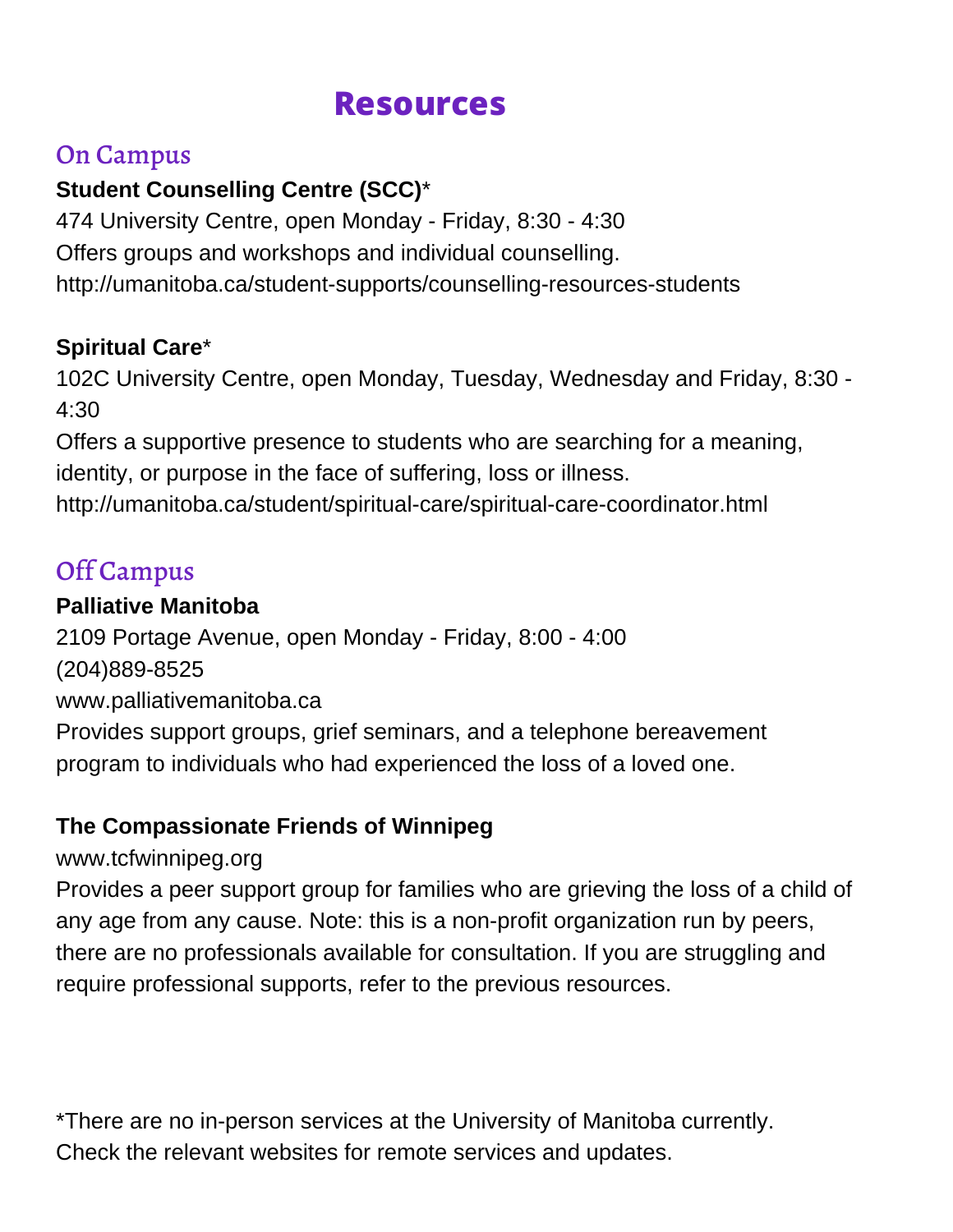# Resources

## On Campus

**Student Counselling Centre (SCC)***
474 University Centre, open Monday - Friday, 8:30 - 4:30
Offers groups and workshops and individual counselling.
http://umanitoba.ca/student-supports/counselling-resources-students

**Spiritual Care***
102C University Centre, open Monday, Tuesday, Wednesday and Friday, 8:30 - 4:30
Offers a supportive presence to students who are searching for a meaning, identity, or purpose in the face of suffering, loss or illness.
http://umanitoba.ca/student/spiritual-care/spiritual-care-coordinator.html

## Off Campus

**Palliative Manitoba**
2109 Portage Avenue, open Monday - Friday, 8:00 - 4:00
(204)889-8525
www.palliativemanitoba.ca
Provides support groups, grief seminars, and a telephone bereavement program to individuals who had experienced the loss of a loved one.

**The Compassionate Friends of Winnipeg**
www.tcfwinnipeg.org
Provides a peer support group for families who are grieving the loss of a child of any age from any cause. Note: this is a non-profit organization run by peers, there are no professionals available for consultation. If you are struggling and require professional supports, refer to the previous resources.

*There are no in-person services at the University of Manitoba currently. Check the relevant websites for remote services and updates.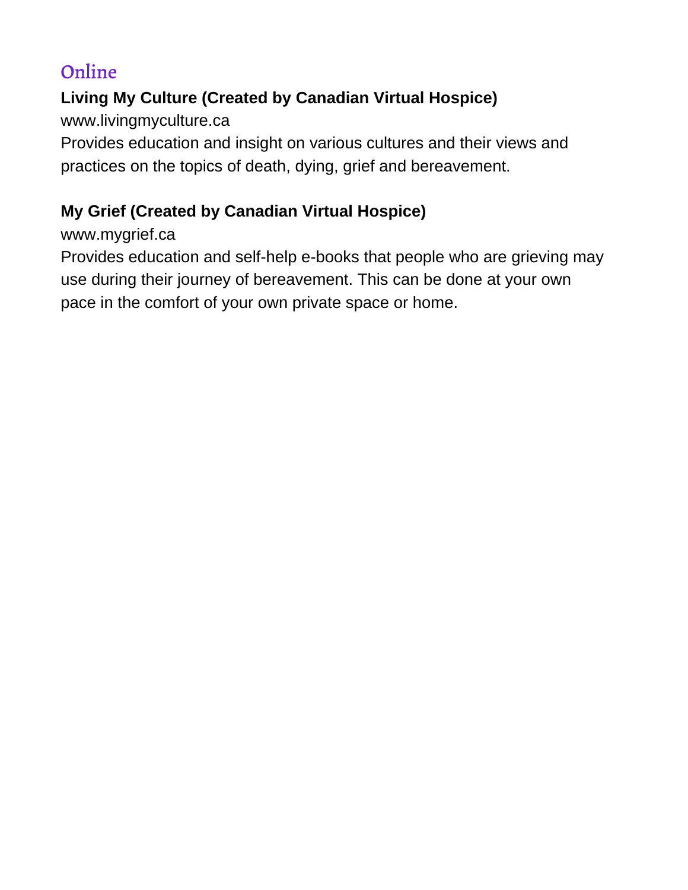## Online

**Living My Culture (Created by Canadian Virtual Hospice)**

www.livingmyculture.ca

Provides education and insight on various cultures and their views and practices on the topics of death, dying, grief and bereavement.

**My Grief (Created by Canadian Virtual Hospice)**

www.mygrief.ca

Provides education and self-help e-books that people who are grieving may use during their journey of bereavement. This can be done at your own pace in the comfort of your own private space or home.